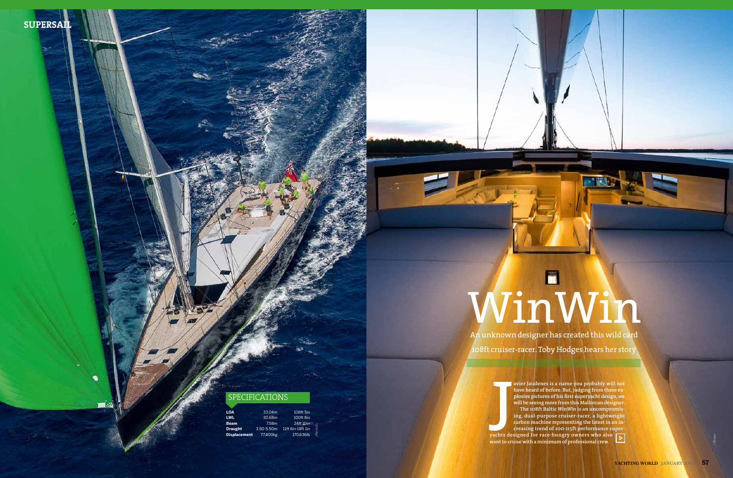# WinWin

An unknown designer has created this wild card 108ft cruiser-racer. Toby Hodges hears her story

Javier Jaudenes is a name you probably will not have heard of before. But, judging from these explosive pictures of his first superyacht design, we will be seeing more from this Mallorcan designer.

The 108ft Baltic *WinWin* is an uncompromising, dual-purpose cruiser-racer, a lightweight carbon machine representing the latest in an increasing trend of 100-115ft performance superyachts designed for race-hungry owners who also want to cruise with a minimum of professional crew.

## SPECIFICATIONS

| | | |
|---|---|---|
| **LOA** | 33.04m | 108ft 5in |
| **LWL** | 30.68m | 100ft 8in |
| **Beam** | 7.58m | 24ft 10in |
| **Draught** | 3.50-5.50m | 11ft 6in-18ft 1in |
| **Displacement** | 77,400kg | 170,636lb |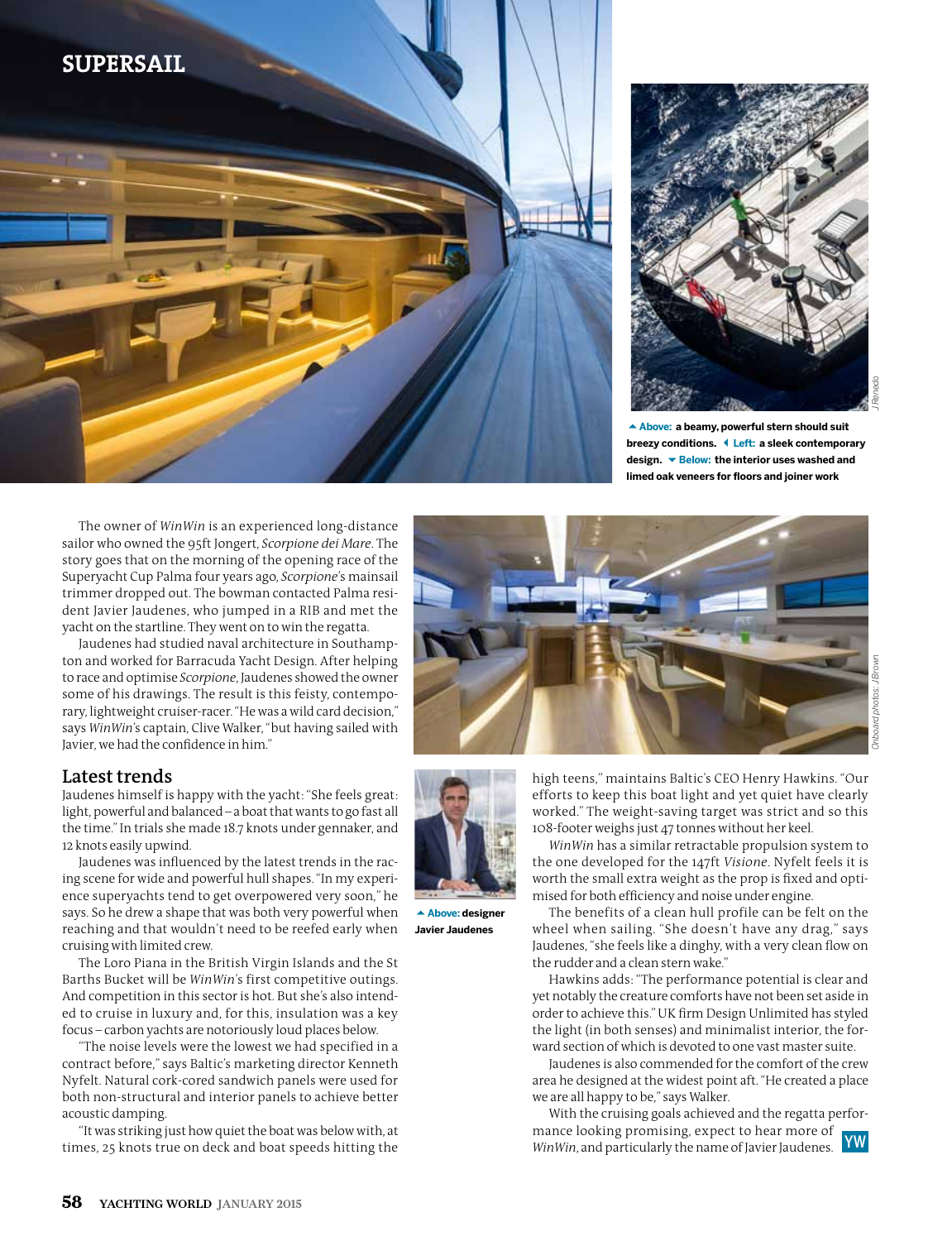▲ Above: a beamy, powerful stern should suit breezy conditions. ◀ Left: a sleek contemporary design. ▼ Below: the interior uses washed and limed oak veneers for floors and joiner work

The owner of *WinWin* is an experienced long-distance sailor who owned the 95ft Jongert, *Scorpione dei Mare*. The story goes that on the morning of the opening race of the Superyacht Cup Palma four years ago, *Scorpione*'s mainsail trimmer dropped out. The bowman contacted Palma resident Javier Jaudenes, who jumped in a RIB and met the yacht on the startline. They went on to win the regatta.

Jaudenes had studied naval architecture in Southampton and worked for Barracuda Yacht Design. After helping to race and optimise *Scorpione*, Jaudenes showed the owner some of his drawings. The result is this feisty, contemporary, lightweight cruiser-racer. "He was a wild card decision," says *WinWin*'s captain, Clive Walker, "but having sailed with Javier, we had the confidence in him."

## Latest trends

Jaudenes himself is happy with the yacht: "She feels great: light, powerful and balanced – a boat that wants to go fast all the time." In trials she made 18.7 knots under gennaker, and 12 knots easily upwind.

Jaudenes was influenced by the latest trends in the racing scene for wide and powerful hull shapes. "In my experience superyachts tend to get overpowered very soon," he says. So he drew a shape that was both very powerful when reaching and that wouldn't need to be reefed early when cruising with limited crew.

The Loro Piana in the British Virgin Islands and the St Barths Bucket will be *WinWin*'s first competitive outings. And competition in this sector is hot. But she's also intended to cruise in luxury and, for this, insulation was a key focus – carbon yachts are notoriously loud places below.

"The noise levels were the lowest we had specified in a contract before," says Baltic's marketing director Kenneth Nyfelt. Natural cork-cored sandwich panels were used for both non-structural and interior panels to achieve better acoustic damping.

"It was striking just how quiet the boat was below with, at times, 25 knots true on deck and boat speeds hitting the high teens," maintains Baltic's CEO Henry Hawkins. "Our efforts to keep this boat light and yet quiet have clearly worked." The weight-saving target was strict and so this 108-footer weighs just 47 tonnes without her keel.

▲ Above: designer Javier Jaudenes

*WinWin* has a similar retractable propulsion system to the one developed for the 147ft *Visione*. Nyfelt feels it is worth the small extra weight as the prop is fixed and optimised for both efficiency and noise under engine.

The benefits of a clean hull profile can be felt on the wheel when sailing. "She doesn't have any drag," says Jaudenes, "she feels like a dinghy, with a very clean flow on the rudder and a clean stern wake."

Hawkins adds: "The performance potential is clear and yet notably the creature comforts have not been set aside in order to achieve this." UK firm Design Unlimited has styled the light (in both senses) and minimalist interior, the forward section of which is devoted to one vast master suite.

Jaudenes is also commended for the comfort of the crew area he designed at the widest point aft. "He created a place we are all happy to be," says Walker.

With the cruising goals achieved and the regatta performance looking promising, expect to hear more of *WinWin*, and particularly the name of Javier Jaudenes.